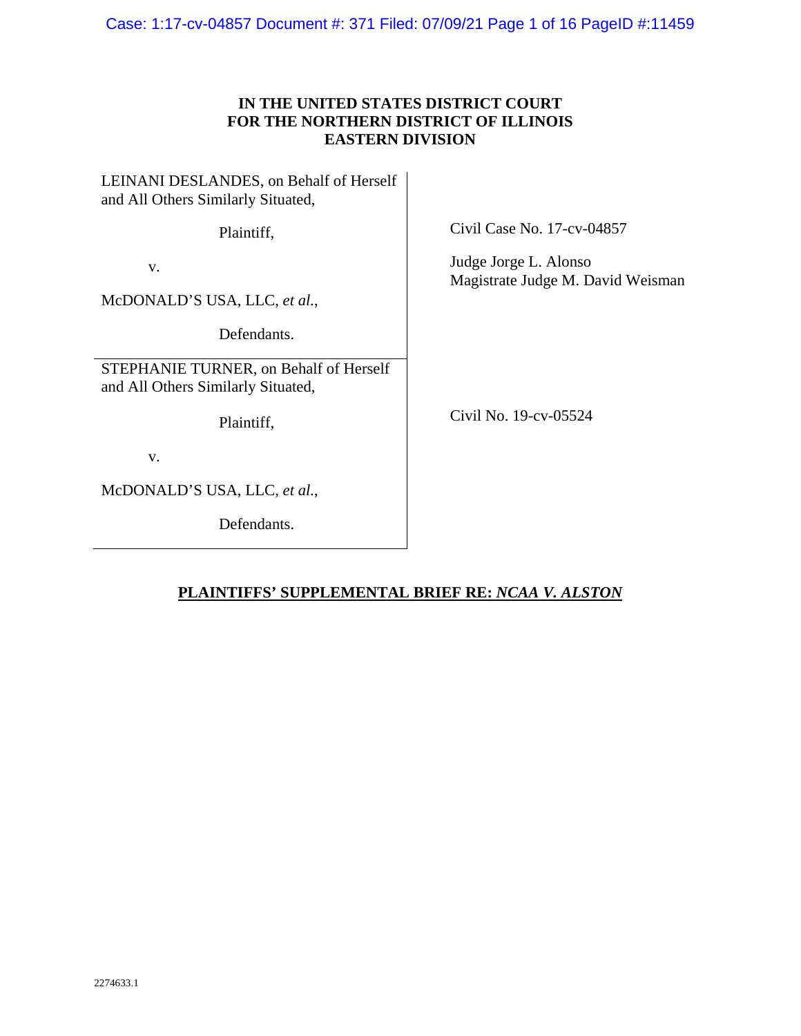**IN THE UNITED STATES DISTRICT COURT**
**FOR THE NORTHERN DISTRICT OF ILLINOIS**
**EASTERN DIVISION**

| | |
|---|---|
| LEINANI DESLANDES, on Behalf of Herself and All Others Similarly Situated,<br><br>Plaintiff,<br><br>v.<br><br>McDONALD'S USA, LLC, *et al.*,<br><br>Defendants. | Civil Case No. 17-cv-04857<br><br>Judge Jorge L. Alonso<br>Magistrate Judge M. David Weisman |
| STEPHANIE TURNER, on Behalf of Herself and All Others Similarly Situated,<br><br>Plaintiff,<br><br>v.<br><br>McDONALD'S USA, LLC, *et al.*,<br><br>Defendants. | Civil No. 19-cv-05524 |

**PLAINTIFFS' SUPPLEMENTAL BRIEF RE: *NCAA V. ALSTON***

2274633.1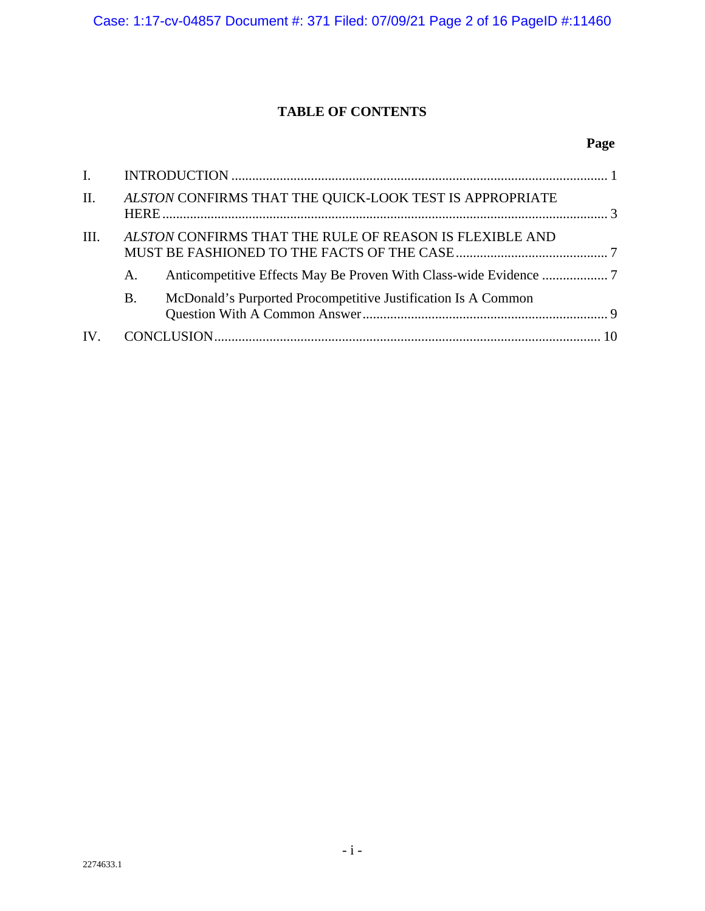# TABLE OF CONTENTS

| | | Page |
|---|---|---|
| I. | INTRODUCTION | 1 |
| II. | *ALSTON* CONFIRMS THAT THE QUICK-LOOK TEST IS APPROPRIATE HERE | 3 |
| III. | *ALSTON* CONFIRMS THAT THE RULE OF REASON IS FLEXIBLE AND MUST BE FASHIONED TO THE FACTS OF THE CASE | 7 |
| | A. Anticompetitive Effects May Be Proven With Class-wide Evidence | 7 |
| | B. McDonald's Purported Procompetitive Justification Is A Common Question With A Common Answer | 9 |
| IV. | CONCLUSION | 10 |

2274633.1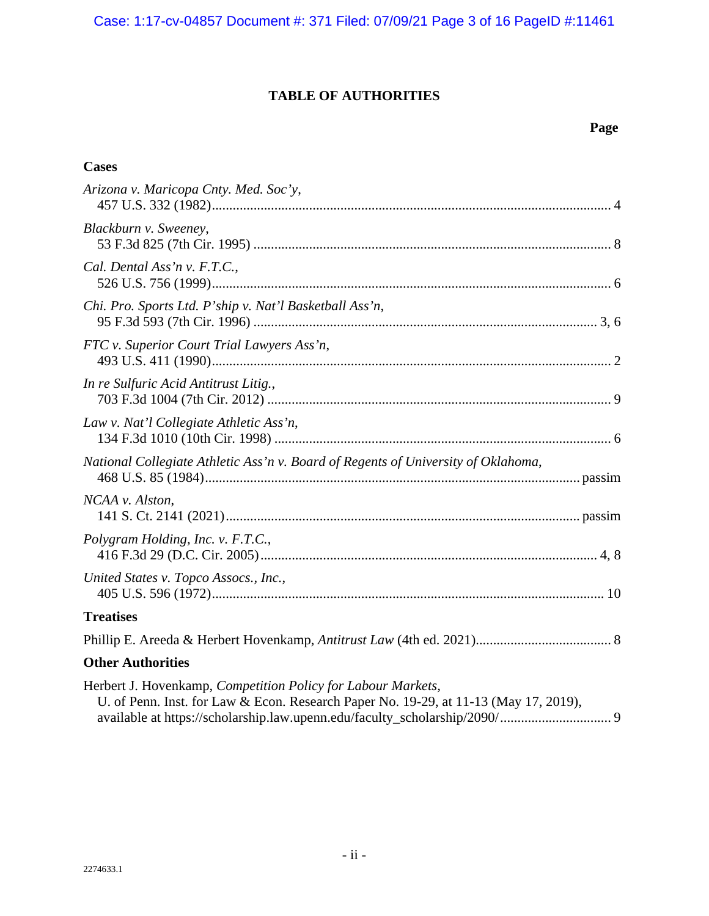## TABLE OF AUTHORITIES

**Page**

### Cases

*Arizona v. Maricopa Cnty. Med. Soc'y*, 457 U.S. 332 (1982) .......... 4

*Blackburn v. Sweeney*, 53 F.3d 825 (7th Cir. 1995) .......... 8

*Cal. Dental Ass'n v. F.T.C.*, 526 U.S. 756 (1999) .......... 6

*Chi. Pro. Sports Ltd. P'ship v. Nat'l Basketball Ass'n*, 95 F.3d 593 (7th Cir. 1996) .......... 3, 6

*FTC v. Superior Court Trial Lawyers Ass'n*, 493 U.S. 411 (1990) .......... 2

*In re Sulfuric Acid Antitrust Litig.*, 703 F.3d 1004 (7th Cir. 2012) .......... 9

*Law v. Nat'l Collegiate Athletic Ass'n*, 134 F.3d 1010 (10th Cir. 1998) .......... 6

*National Collegiate Athletic Ass'n v. Board of Regents of University of Oklahoma*, 468 U.S. 85 (1984) .......... passim

*NCAA v. Alston*, 141 S. Ct. 2141 (2021) .......... passim

*Polygram Holding, Inc. v. F.T.C.*, 416 F.3d 29 (D.C. Cir. 2005) .......... 4, 8

*United States v. Topco Assocs., Inc.*, 405 U.S. 596 (1972) .......... 10

### Treatises

Phillip E. Areeda & Herbert Hovenkamp, *Antitrust Law* (4th ed. 2021) .......... 8

### Other Authorities

Herbert J. Hovenkamp, *Competition Policy for Labour Markets*, U. of Penn. Inst. for Law & Econ. Research Paper No. 19-29, at 11-13 (May 17, 2019), available at https://scholarship.law.upenn.edu/faculty_scholarship/2090/ .......... 9

2274633.1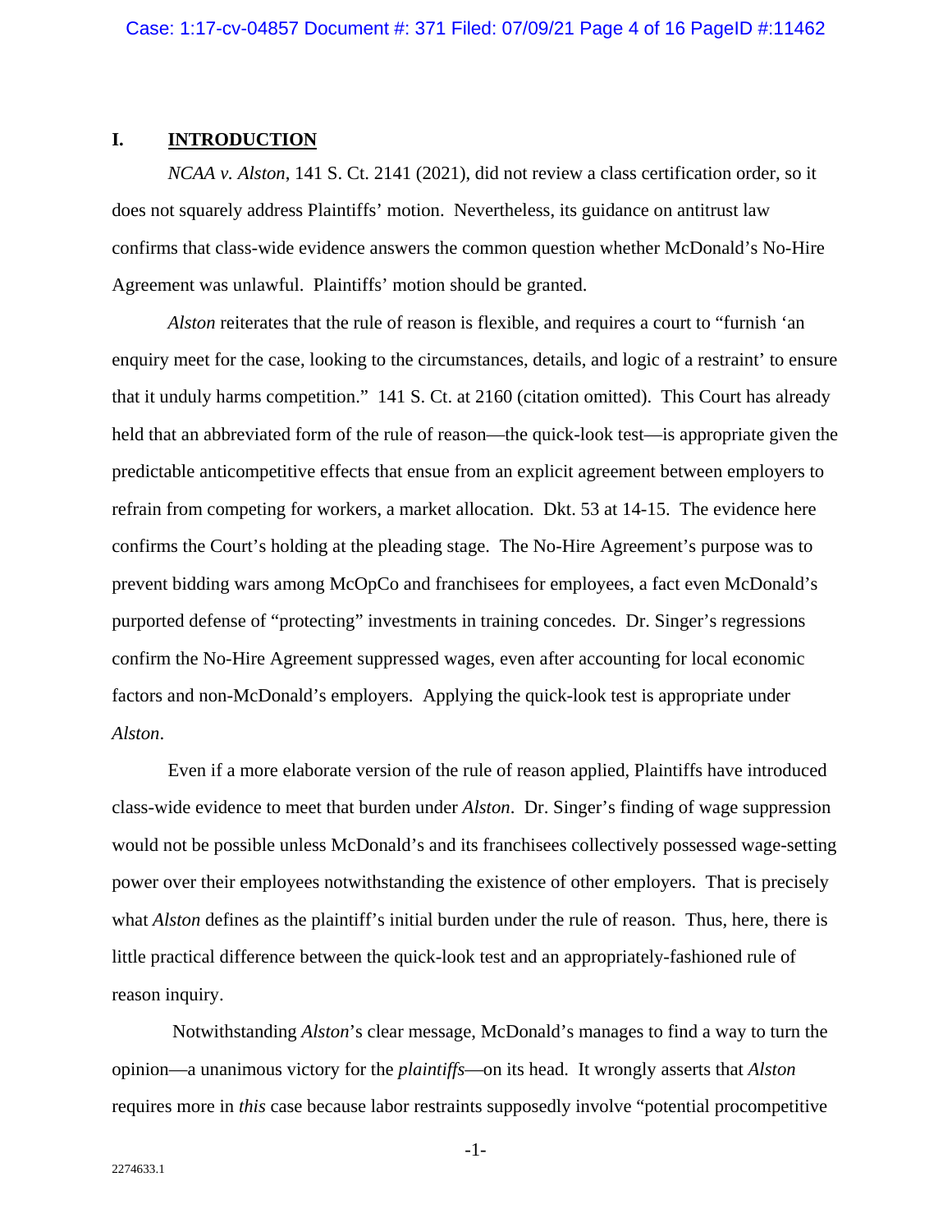## I. INTRODUCTION

*NCAA v. Alston*, 141 S. Ct. 2141 (2021), did not review a class certification order, so it does not squarely address Plaintiffs' motion. Nevertheless, its guidance on antitrust law confirms that class-wide evidence answers the common question whether McDonald's No-Hire Agreement was unlawful. Plaintiffs' motion should be granted.

*Alston* reiterates that the rule of reason is flexible, and requires a court to "furnish 'an enquiry meet for the case, looking to the circumstances, details, and logic of a restraint' to ensure that it unduly harms competition." 141 S. Ct. at 2160 (citation omitted). This Court has already held that an abbreviated form of the rule of reason—the quick-look test—is appropriate given the predictable anticompetitive effects that ensue from an explicit agreement between employers to refrain from competing for workers, a market allocation. Dkt. 53 at 14-15. The evidence here confirms the Court's holding at the pleading stage. The No-Hire Agreement's purpose was to prevent bidding wars among McOpCo and franchisees for employees, a fact even McDonald's purported defense of "protecting" investments in training concedes. Dr. Singer's regressions confirm the No-Hire Agreement suppressed wages, even after accounting for local economic factors and non-McDonald's employers. Applying the quick-look test is appropriate under *Alston*.

Even if a more elaborate version of the rule of reason applied, Plaintiffs have introduced class-wide evidence to meet that burden under *Alston*. Dr. Singer's finding of wage suppression would not be possible unless McDonald's and its franchisees collectively possessed wage-setting power over their employees notwithstanding the existence of other employers. That is precisely what *Alston* defines as the plaintiff's initial burden under the rule of reason. Thus, here, there is little practical difference between the quick-look test and an appropriately-fashioned rule of reason inquiry.

Notwithstanding *Alston*'s clear message, McDonald's manages to find a way to turn the opinion—a unanimous victory for the *plaintiffs*—on its head. It wrongly asserts that *Alston* requires more in *this* case because labor restraints supposedly involve "potential procompetitive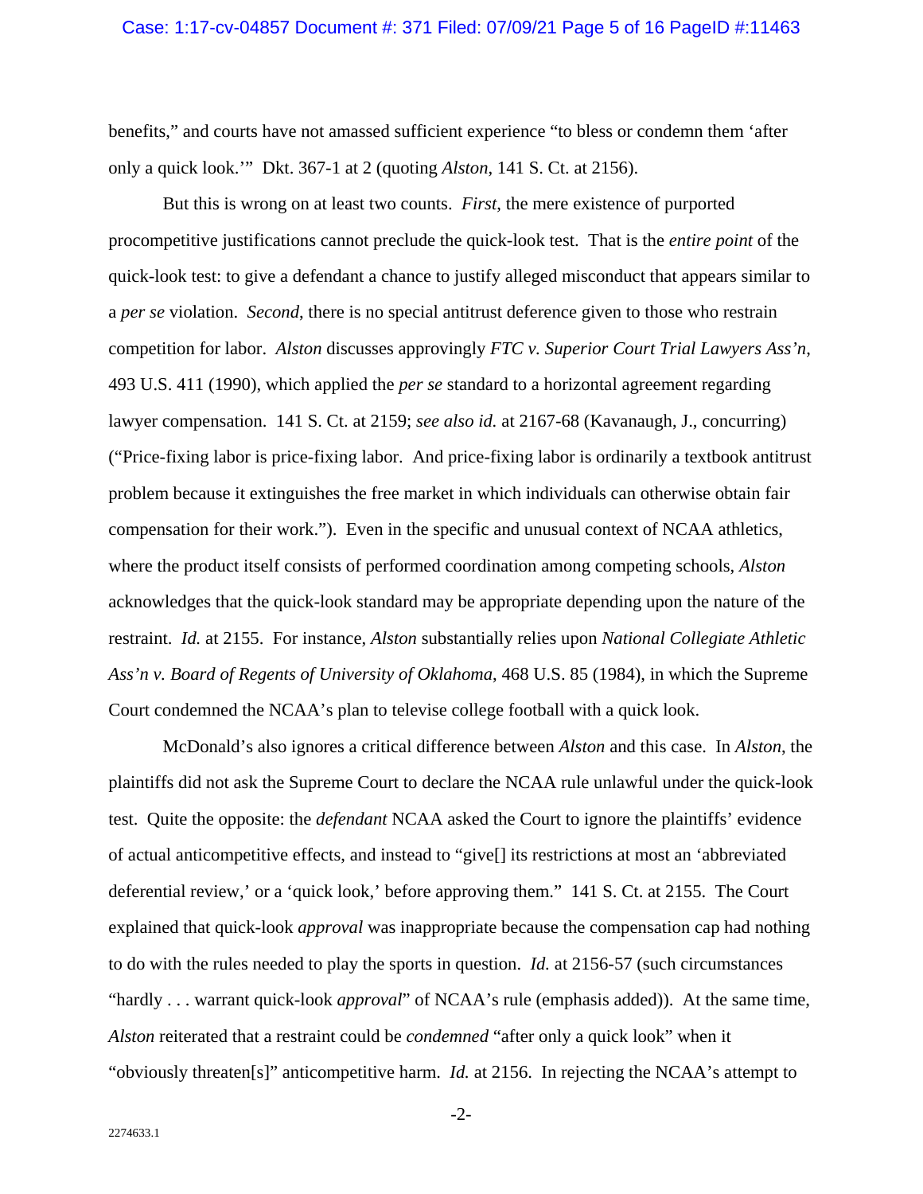benefits," and courts have not amassed sufficient experience "to bless or condemn them 'after only a quick look.'" Dkt. 367-1 at 2 (quoting *Alston*, 141 S. Ct. at 2156).

But this is wrong on at least two counts. *First*, the mere existence of purported procompetitive justifications cannot preclude the quick-look test. That is the *entire point* of the quick-look test: to give a defendant a chance to justify alleged misconduct that appears similar to a *per se* violation. *Second*, there is no special antitrust deference given to those who restrain competition for labor. *Alston* discusses approvingly *FTC v. Superior Court Trial Lawyers Ass'n*, 493 U.S. 411 (1990), which applied the *per se* standard to a horizontal agreement regarding lawyer compensation. 141 S. Ct. at 2159; *see also id.* at 2167-68 (Kavanaugh, J., concurring) ("Price-fixing labor is price-fixing labor. And price-fixing labor is ordinarily a textbook antitrust problem because it extinguishes the free market in which individuals can otherwise obtain fair compensation for their work."). Even in the specific and unusual context of NCAA athletics, where the product itself consists of performed coordination among competing schools, *Alston* acknowledges that the quick-look standard may be appropriate depending upon the nature of the restraint. *Id.* at 2155. For instance, *Alston* substantially relies upon *National Collegiate Athletic Ass'n v. Board of Regents of University of Oklahoma*, 468 U.S. 85 (1984), in which the Supreme Court condemned the NCAA's plan to televise college football with a quick look.

McDonald's also ignores a critical difference between *Alston* and this case. In *Alston*, the plaintiffs did not ask the Supreme Court to declare the NCAA rule unlawful under the quick-look test. Quite the opposite: the *defendant* NCAA asked the Court to ignore the plaintiffs' evidence of actual anticompetitive effects, and instead to "give[] its restrictions at most an 'abbreviated deferential review,' or a 'quick look,' before approving them." 141 S. Ct. at 2155. The Court explained that quick-look *approval* was inappropriate because the compensation cap had nothing to do with the rules needed to play the sports in question. *Id.* at 2156-57 (such circumstances "hardly . . . warrant quick-look *approval*" of NCAA's rule (emphasis added)). At the same time, *Alston* reiterated that a restraint could be *condemned* "after only a quick look" when it "obviously threaten[s]" anticompetitive harm. *Id.* at 2156. In rejecting the NCAA's attempt to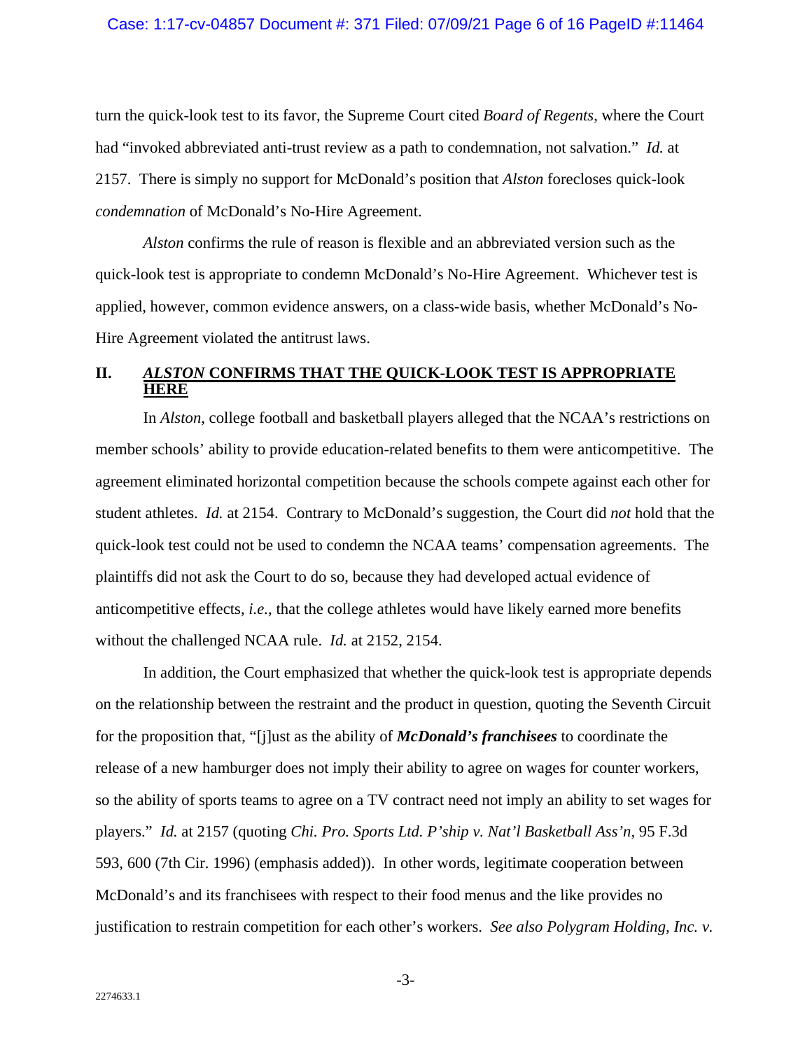turn the quick-look test to its favor, the Supreme Court cited *Board of Regents*, where the Court had "invoked abbreviated anti-trust review as a path to condemnation, not salvation." *Id.* at 2157. There is simply no support for McDonald's position that *Alston* forecloses quick-look *condemnation* of McDonald's No-Hire Agreement.

*Alston* confirms the rule of reason is flexible and an abbreviated version such as the quick-look test is appropriate to condemn McDonald's No-Hire Agreement. Whichever test is applied, however, common evidence answers, on a class-wide basis, whether McDonald's No-Hire Agreement violated the antitrust laws.

## II. *ALSTON* CONFIRMS THAT THE QUICK-LOOK TEST IS APPROPRIATE HERE

In *Alston*, college football and basketball players alleged that the NCAA's restrictions on member schools' ability to provide education-related benefits to them were anticompetitive. The agreement eliminated horizontal competition because the schools compete against each other for student athletes. *Id.* at 2154. Contrary to McDonald's suggestion, the Court did *not* hold that the quick-look test could not be used to condemn the NCAA teams' compensation agreements. The plaintiffs did not ask the Court to do so, because they had developed actual evidence of anticompetitive effects, *i.e.*, that the college athletes would have likely earned more benefits without the challenged NCAA rule. *Id.* at 2152, 2154.

In addition, the Court emphasized that whether the quick-look test is appropriate depends on the relationship between the restraint and the product in question, quoting the Seventh Circuit for the proposition that, "[j]ust as the ability of ***McDonald's franchisees*** to coordinate the release of a new hamburger does not imply their ability to agree on wages for counter workers, so the ability of sports teams to agree on a TV contract need not imply an ability to set wages for players." *Id.* at 2157 (quoting *Chi. Pro. Sports Ltd. P'ship v. Nat'l Basketball Ass'n*, 95 F.3d 593, 600 (7th Cir. 1996) (emphasis added)). In other words, legitimate cooperation between McDonald's and its franchisees with respect to their food menus and the like provides no justification to restrain competition for each other's workers. *See also Polygram Holding, Inc. v.*

2274633.1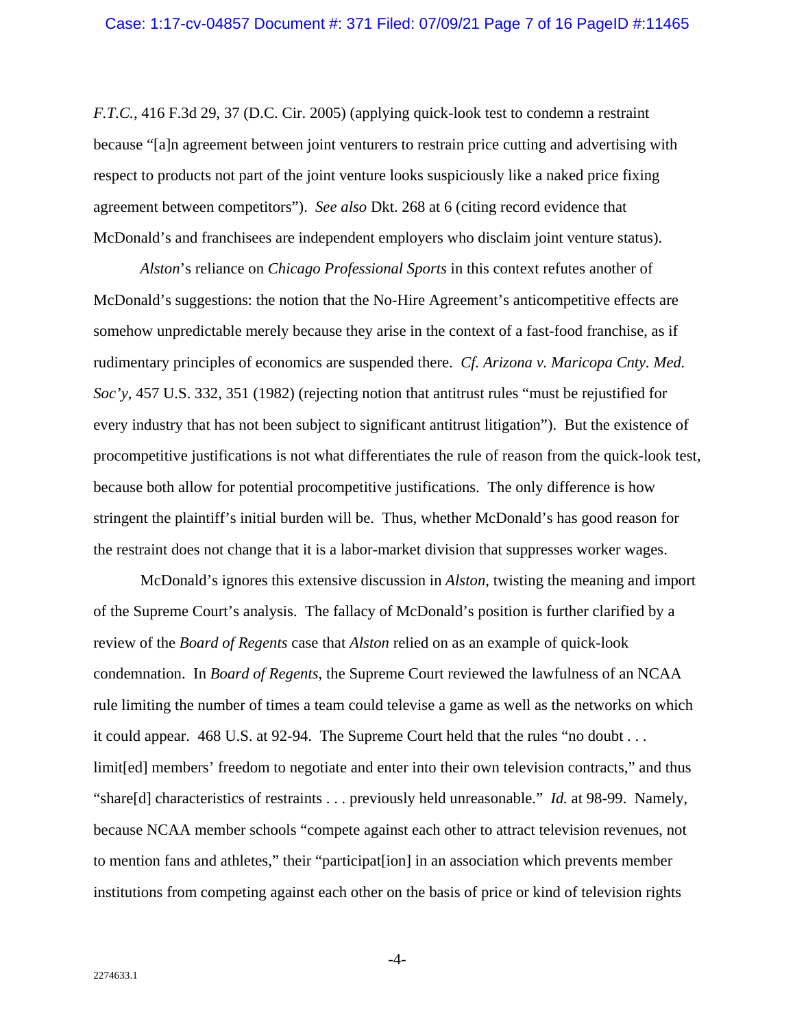*F.T.C.*, 416 F.3d 29, 37 (D.C. Cir. 2005) (applying quick-look test to condemn a restraint because "[a]n agreement between joint venturers to restrain price cutting and advertising with respect to products not part of the joint venture looks suspiciously like a naked price fixing agreement between competitors"). *See also* Dkt. 268 at 6 (citing record evidence that McDonald's and franchisees are independent employers who disclaim joint venture status).

*Alston*'s reliance on *Chicago Professional Sports* in this context refutes another of McDonald's suggestions: the notion that the No-Hire Agreement's anticompetitive effects are somehow unpredictable merely because they arise in the context of a fast-food franchise, as if rudimentary principles of economics are suspended there. *Cf. Arizona v. Maricopa Cnty. Med. Soc'y*, 457 U.S. 332, 351 (1982) (rejecting notion that antitrust rules "must be rejustified for every industry that has not been subject to significant antitrust litigation"). But the existence of procompetitive justifications is not what differentiates the rule of reason from the quick-look test, because both allow for potential procompetitive justifications. The only difference is how stringent the plaintiff's initial burden will be. Thus, whether McDonald's has good reason for the restraint does not change that it is a labor-market division that suppresses worker wages.

McDonald's ignores this extensive discussion in *Alston*, twisting the meaning and import of the Supreme Court's analysis. The fallacy of McDonald's position is further clarified by a review of the *Board of Regents* case that *Alston* relied on as an example of quick-look condemnation. In *Board of Regents*, the Supreme Court reviewed the lawfulness of an NCAA rule limiting the number of times a team could televise a game as well as the networks on which it could appear. 468 U.S. at 92-94. The Supreme Court held that the rules "no doubt . . . limit[ed] members' freedom to negotiate and enter into their own television contracts," and thus "share[d] characteristics of restraints . . . previously held unreasonable." *Id.* at 98-99. Namely, because NCAA member schools "compete against each other to attract television revenues, not to mention fans and athletes," their "participat[ion] in an association which prevents member institutions from competing against each other on the basis of price or kind of television rights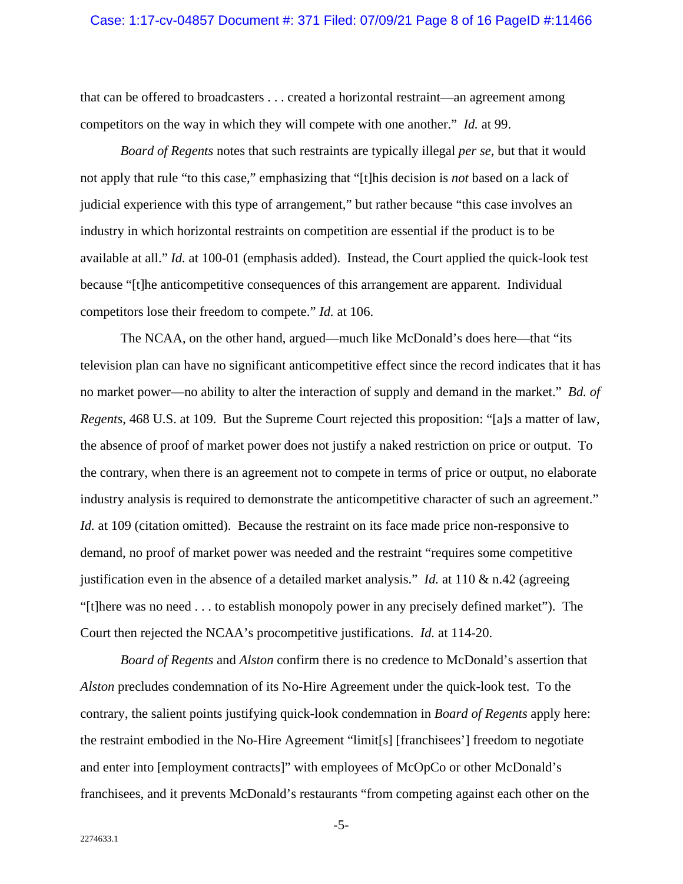that can be offered to broadcasters . . . created a horizontal restraint—an agreement among competitors on the way in which they will compete with one another." *Id.* at 99.

*Board of Regents* notes that such restraints are typically illegal *per se*, but that it would not apply that rule "to this case," emphasizing that "[t]his decision is *not* based on a lack of judicial experience with this type of arrangement," but rather because "this case involves an industry in which horizontal restraints on competition are essential if the product is to be available at all." *Id.* at 100-01 (emphasis added). Instead, the Court applied the quick-look test because "[t]he anticompetitive consequences of this arrangement are apparent. Individual competitors lose their freedom to compete." *Id.* at 106.

The NCAA, on the other hand, argued—much like McDonald's does here—that "its television plan can have no significant anticompetitive effect since the record indicates that it has no market power—no ability to alter the interaction of supply and demand in the market." *Bd. of Regents*, 468 U.S. at 109. But the Supreme Court rejected this proposition: "[a]s a matter of law, the absence of proof of market power does not justify a naked restriction on price or output. To the contrary, when there is an agreement not to compete in terms of price or output, no elaborate industry analysis is required to demonstrate the anticompetitive character of such an agreement." *Id.* at 109 (citation omitted). Because the restraint on its face made price non-responsive to demand, no proof of market power was needed and the restraint "requires some competitive justification even in the absence of a detailed market analysis." *Id.* at 110 & n.42 (agreeing "[t]here was no need . . . to establish monopoly power in any precisely defined market"). The Court then rejected the NCAA's procompetitive justifications. *Id.* at 114-20.

*Board of Regents* and *Alston* confirm there is no credence to McDonald's assertion that *Alston* precludes condemnation of its No-Hire Agreement under the quick-look test. To the contrary, the salient points justifying quick-look condemnation in *Board of Regents* apply here: the restraint embodied in the No-Hire Agreement "limit[s] [franchisees'] freedom to negotiate and enter into [employment contracts]" with employees of McOpCo or other McDonald's franchisees, and it prevents McDonald's restaurants "from competing against each other on the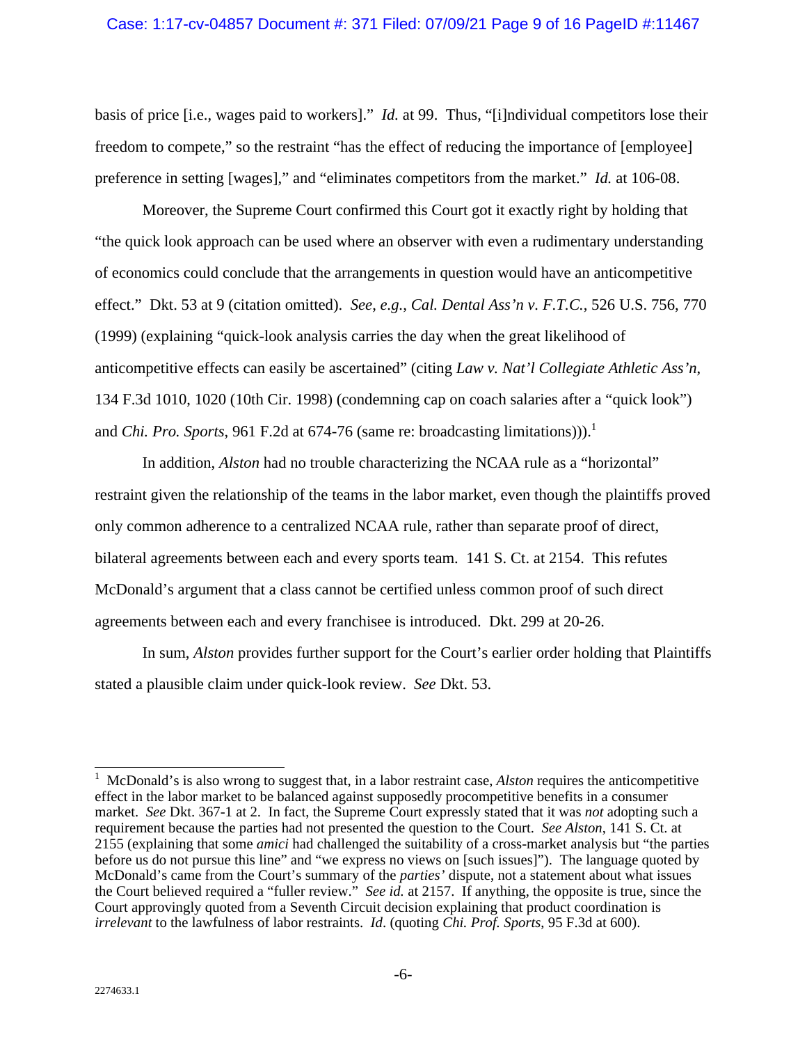basis of price [i.e., wages paid to workers]." *Id.* at 99. Thus, "[i]ndividual competitors lose their freedom to compete," so the restraint "has the effect of reducing the importance of [employee] preference in setting [wages]," and "eliminates competitors from the market." *Id.* at 106-08.

Moreover, the Supreme Court confirmed this Court got it exactly right by holding that "the quick look approach can be used where an observer with even a rudimentary understanding of economics could conclude that the arrangements in question would have an anticompetitive effect." Dkt. 53 at 9 (citation omitted). *See*, *e.g.*, *Cal. Dental Ass'n v. F.T.C.*, 526 U.S. 756, 770 (1999) (explaining "quick-look analysis carries the day when the great likelihood of anticompetitive effects can easily be ascertained" (citing *Law v. Nat'l Collegiate Athletic Ass'n*, 134 F.3d 1010, 1020 (10th Cir. 1998) (condemning cap on coach salaries after a "quick look") and *Chi. Pro. Sports*, 961 F.2d at 674-76 (same re: broadcasting limitations))).[1]

In addition, *Alston* had no trouble characterizing the NCAA rule as a "horizontal" restraint given the relationship of the teams in the labor market, even though the plaintiffs proved only common adherence to a centralized NCAA rule, rather than separate proof of direct, bilateral agreements between each and every sports team. 141 S. Ct. at 2154. This refutes McDonald's argument that a class cannot be certified unless common proof of such direct agreements between each and every franchisee is introduced. Dkt. 299 at 20-26.

In sum, *Alston* provides further support for the Court's earlier order holding that Plaintiffs stated a plausible claim under quick-look review. *See* Dkt. 53.

---

[1] McDonald's is also wrong to suggest that, in a labor restraint case, *Alston* requires the anticompetitive effect in the labor market to be balanced against supposedly procompetitive benefits in a consumer market. *See* Dkt. 367-1 at 2. In fact, the Supreme Court expressly stated that it was *not* adopting such a requirement because the parties had not presented the question to the Court. *See Alston*, 141 S. Ct. at 2155 (explaining that some *amici* had challenged the suitability of a cross-market analysis but "the parties before us do not pursue this line" and "we express no views on [such issues]"). The language quoted by McDonald's came from the Court's summary of the *parties'* dispute, not a statement about what issues the Court believed required a "fuller review." *See id.* at 2157. If anything, the opposite is true, since the Court approvingly quoted from a Seventh Circuit decision explaining that product coordination is *irrelevant* to the lawfulness of labor restraints. *Id*. (quoting *Chi. Prof. Sports*, 95 F.3d at 600).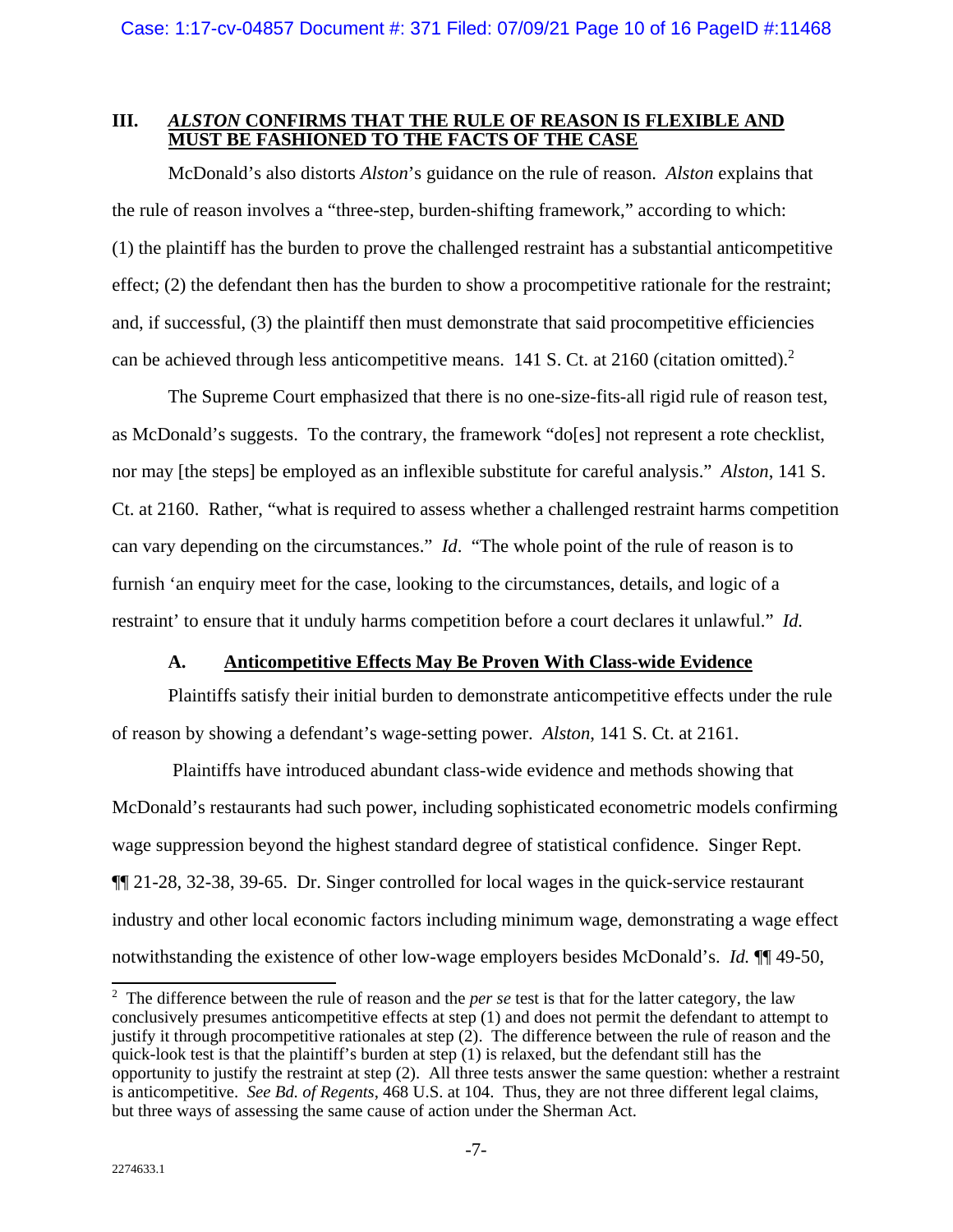## III. *ALSTON* CONFIRMS THAT THE RULE OF REASON IS FLEXIBLE AND MUST BE FASHIONED TO THE FACTS OF THE CASE

McDonald's also distorts *Alston*'s guidance on the rule of reason. *Alston* explains that the rule of reason involves a "three-step, burden-shifting framework," according to which: (1) the plaintiff has the burden to prove the challenged restraint has a substantial anticompetitive effect; (2) the defendant then has the burden to show a procompetitive rationale for the restraint; and, if successful, (3) the plaintiff then must demonstrate that said procompetitive efficiencies can be achieved through less anticompetitive means. 141 S. Ct. at 2160 (citation omitted).[2]

The Supreme Court emphasized that there is no one-size-fits-all rigid rule of reason test, as McDonald's suggests. To the contrary, the framework "do[es] not represent a rote checklist, nor may [the steps] be employed as an inflexible substitute for careful analysis." *Alston*, 141 S. Ct. at 2160. Rather, "what is required to assess whether a challenged restraint harms competition can vary depending on the circumstances." *Id*. "The whole point of the rule of reason is to furnish 'an enquiry meet for the case, looking to the circumstances, details, and logic of a restraint' to ensure that it unduly harms competition before a court declares it unlawful." *Id.*

### A. Anticompetitive Effects May Be Proven With Class-wide Evidence

Plaintiffs satisfy their initial burden to demonstrate anticompetitive effects under the rule of reason by showing a defendant's wage-setting power. *Alston*, 141 S. Ct. at 2161.

Plaintiffs have introduced abundant class-wide evidence and methods showing that McDonald's restaurants had such power, including sophisticated econometric models confirming wage suppression beyond the highest standard degree of statistical confidence. Singer Rept. ¶¶ 21-28, 32-38, 39-65. Dr. Singer controlled for local wages in the quick-service restaurant industry and other local economic factors including minimum wage, demonstrating a wage effect notwithstanding the existence of other low-wage employers besides McDonald's. *Id.* ¶¶ 49-50,

---

[2] The difference between the rule of reason and the *per se* test is that for the latter category, the law conclusively presumes anticompetitive effects at step (1) and does not permit the defendant to attempt to justify it through procompetitive rationales at step (2). The difference between the rule of reason and the quick-look test is that the plaintiff's burden at step (1) is relaxed, but the defendant still has the opportunity to justify the restraint at step (2). All three tests answer the same question: whether a restraint is anticompetitive. *See Bd. of Regents*, 468 U.S. at 104. Thus, they are not three different legal claims, but three ways of assessing the same cause of action under the Sherman Act.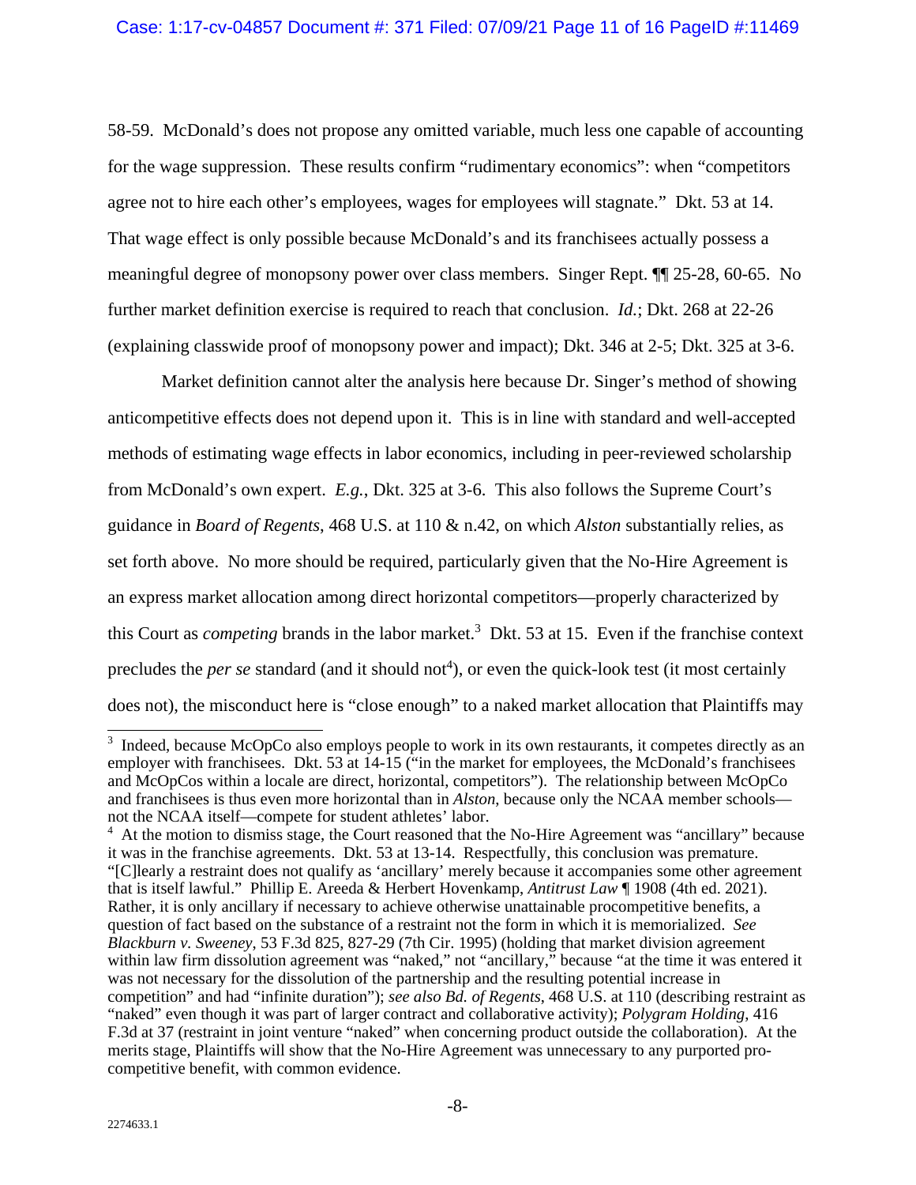58-59. McDonald's does not propose any omitted variable, much less one capable of accounting for the wage suppression. These results confirm "rudimentary economics": when "competitors agree not to hire each other's employees, wages for employees will stagnate." Dkt. 53 at 14. That wage effect is only possible because McDonald's and its franchisees actually possess a meaningful degree of monopsony power over class members. Singer Rept. ¶¶ 25-28, 60-65. No further market definition exercise is required to reach that conclusion. *Id.*; Dkt. 268 at 22-26 (explaining classwide proof of monopsony power and impact); Dkt. 346 at 2-5; Dkt. 325 at 3-6.

Market definition cannot alter the analysis here because Dr. Singer's method of showing anticompetitive effects does not depend upon it. This is in line with standard and well-accepted methods of estimating wage effects in labor economics, including in peer-reviewed scholarship from McDonald's own expert. *E.g.*, Dkt. 325 at 3-6. This also follows the Supreme Court's guidance in *Board of Regents*, 468 U.S. at 110 & n.42, on which *Alston* substantially relies, as set forth above. No more should be required, particularly given that the No-Hire Agreement is an express market allocation among direct horizontal competitors—properly characterized by this Court as *competing* brands in the labor market.[3] Dkt. 53 at 15. Even if the franchise context precludes the *per se* standard (and it should not[4]), or even the quick-look test (it most certainly does not), the misconduct here is "close enough" to a naked market allocation that Plaintiffs may

---

[3] Indeed, because McOpCo also employs people to work in its own restaurants, it competes directly as an employer with franchisees. Dkt. 53 at 14-15 ("in the market for employees, the McDonald's franchisees and McOpCos within a locale are direct, horizontal, competitors"). The relationship between McOpCo and franchisees is thus even more horizontal than in *Alston*, because only the NCAA member schools—not the NCAA itself—compete for student athletes' labor.

[4] At the motion to dismiss stage, the Court reasoned that the No-Hire Agreement was "ancillary" because it was in the franchise agreements. Dkt. 53 at 13-14. Respectfully, this conclusion was premature. "[C]learly a restraint does not qualify as 'ancillary' merely because it accompanies some other agreement that is itself lawful." Phillip E. Areeda & Herbert Hovenkamp, *Antitrust Law* ¶ 1908 (4th ed. 2021). Rather, it is only ancillary if necessary to achieve otherwise unattainable procompetitive benefits, a question of fact based on the substance of a restraint not the form in which it is memorialized. *See Blackburn v. Sweeney*, 53 F.3d 825, 827-29 (7th Cir. 1995) (holding that market division agreement within law firm dissolution agreement was "naked," not "ancillary," because "at the time it was entered it was not necessary for the dissolution of the partnership and the resulting potential increase in competition" and had "infinite duration"); *see also Bd. of Regents*, 468 U.S. at 110 (describing restraint as "naked" even though it was part of larger contract and collaborative activity); *Polygram Holding*, 416 F.3d at 37 (restraint in joint venture "naked" when concerning product outside the collaboration). At the merits stage, Plaintiffs will show that the No-Hire Agreement was unnecessary to any purported pro-competitive benefit, with common evidence.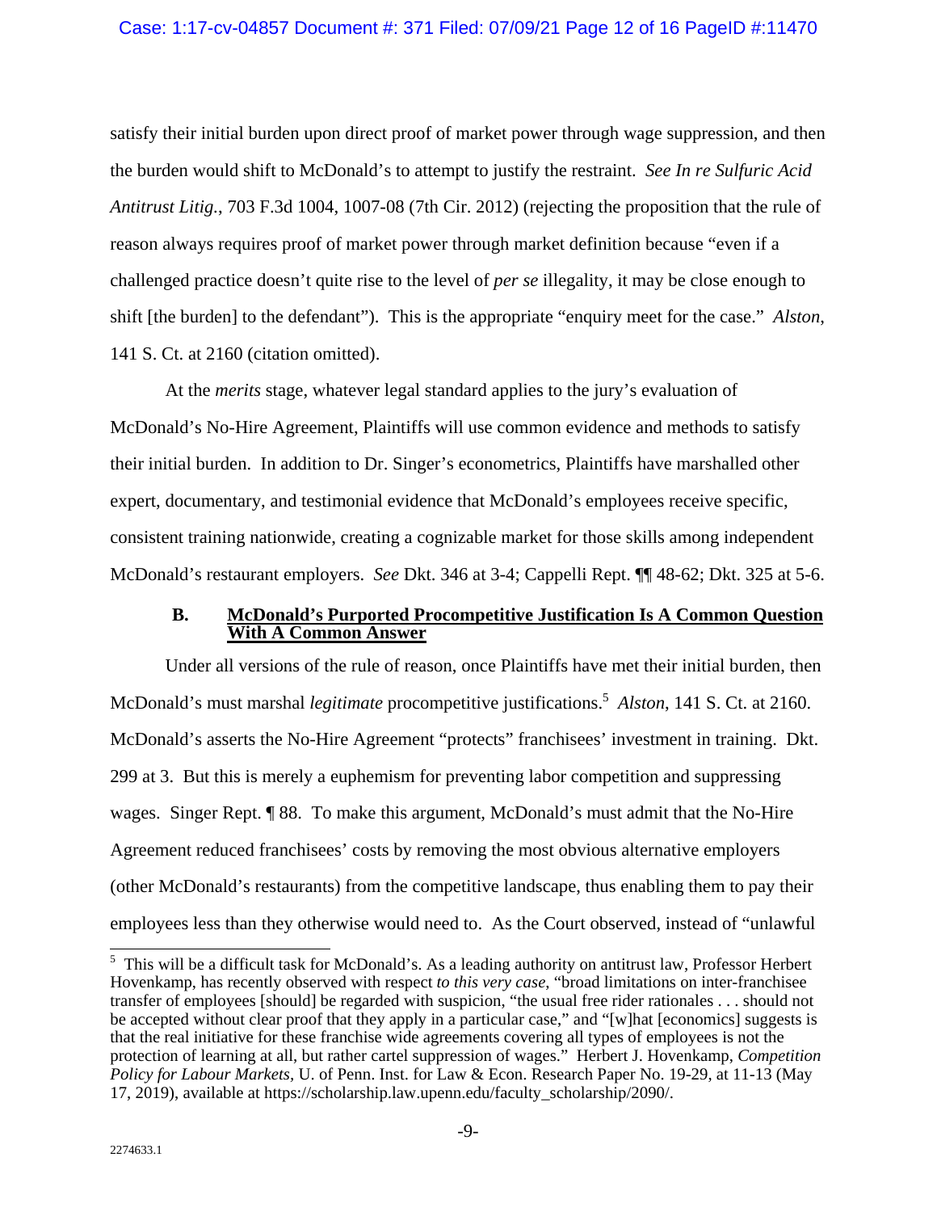satisfy their initial burden upon direct proof of market power through wage suppression, and then the burden would shift to McDonald's to attempt to justify the restraint. *See In re Sulfuric Acid Antitrust Litig.*, 703 F.3d 1004, 1007-08 (7th Cir. 2012) (rejecting the proposition that the rule of reason always requires proof of market power through market definition because "even if a challenged practice doesn't quite rise to the level of *per se* illegality, it may be close enough to shift [the burden] to the defendant"). This is the appropriate "enquiry meet for the case." *Alston*, 141 S. Ct. at 2160 (citation omitted).

At the *merits* stage, whatever legal standard applies to the jury's evaluation of McDonald's No-Hire Agreement, Plaintiffs will use common evidence and methods to satisfy their initial burden. In addition to Dr. Singer's econometrics, Plaintiffs have marshalled other expert, documentary, and testimonial evidence that McDonald's employees receive specific, consistent training nationwide, creating a cognizable market for those skills among independent McDonald's restaurant employers. *See* Dkt. 346 at 3-4; Cappelli Rept. ¶¶ 48-62; Dkt. 325 at 5-6.

### B. McDonald's Purported Procompetitive Justification Is A Common Question With A Common Answer

Under all versions of the rule of reason, once Plaintiffs have met their initial burden, then McDonald's must marshal *legitimate* procompetitive justifications.[5] *Alston*, 141 S. Ct. at 2160. McDonald's asserts the No-Hire Agreement "protects" franchisees' investment in training. Dkt. 299 at 3. But this is merely a euphemism for preventing labor competition and suppressing wages. Singer Rept. ¶ 88. To make this argument, McDonald's must admit that the No-Hire Agreement reduced franchisees' costs by removing the most obvious alternative employers (other McDonald's restaurants) from the competitive landscape, thus enabling them to pay their employees less than they otherwise would need to. As the Court observed, instead of "unlawful

---

[5] This will be a difficult task for McDonald's. As a leading authority on antitrust law, Professor Herbert Hovenkamp, has recently observed with respect *to this very case*, "broad limitations on inter-franchisee transfer of employees [should] be regarded with suspicion, "the usual free rider rationales . . . should not be accepted without clear proof that they apply in a particular case," and "[w]hat [economics] suggests is that the real initiative for these franchise wide agreements covering all types of employees is not the protection of learning at all, but rather cartel suppression of wages." Herbert J. Hovenkamp, *Competition Policy for Labour Markets*, U. of Penn. Inst. for Law & Econ. Research Paper No. 19-29, at 11-13 (May 17, 2019), available at https://scholarship.law.upenn.edu/faculty_scholarship/2090/.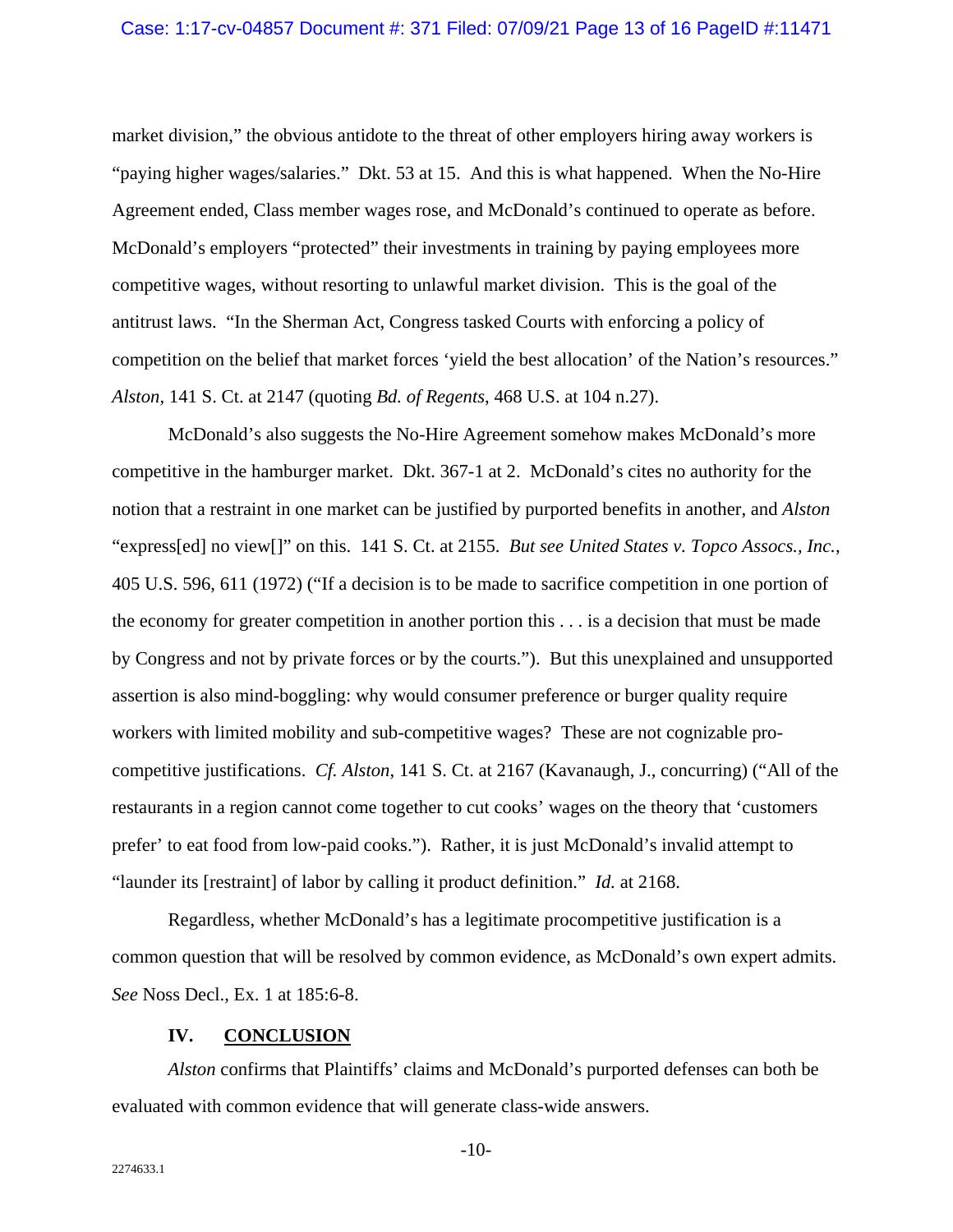market division," the obvious antidote to the threat of other employers hiring away workers is "paying higher wages/salaries." Dkt. 53 at 15. And this is what happened. When the No-Hire Agreement ended, Class member wages rose, and McDonald's continued to operate as before. McDonald's employers "protected" their investments in training by paying employees more competitive wages, without resorting to unlawful market division. This is the goal of the antitrust laws. "In the Sherman Act, Congress tasked Courts with enforcing a policy of competition on the belief that market forces 'yield the best allocation' of the Nation's resources." *Alston*, 141 S. Ct. at 2147 (quoting *Bd. of Regents*, 468 U.S. at 104 n.27).

McDonald's also suggests the No-Hire Agreement somehow makes McDonald's more competitive in the hamburger market. Dkt. 367-1 at 2. McDonald's cites no authority for the notion that a restraint in one market can be justified by purported benefits in another, and *Alston* "express[ed] no view[]" on this. 141 S. Ct. at 2155. *But see United States v. Topco Assocs., Inc.*, 405 U.S. 596, 611 (1972) ("If a decision is to be made to sacrifice competition in one portion of the economy for greater competition in another portion this . . . is a decision that must be made by Congress and not by private forces or by the courts."). But this unexplained and unsupported assertion is also mind-boggling: why would consumer preference or burger quality require workers with limited mobility and sub-competitive wages? These are not cognizable pro-competitive justifications. *Cf. Alston*, 141 S. Ct. at 2167 (Kavanaugh, J., concurring) ("All of the restaurants in a region cannot come together to cut cooks' wages on the theory that 'customers prefer' to eat food from low-paid cooks."). Rather, it is just McDonald's invalid attempt to "launder its [restraint] of labor by calling it product definition." *Id.* at 2168.

Regardless, whether McDonald's has a legitimate procompetitive justification is a common question that will be resolved by common evidence, as McDonald's own expert admits. *See* Noss Decl., Ex. 1 at 185:6-8.

## IV. CONCLUSION

*Alston* confirms that Plaintiffs' claims and McDonald's purported defenses can both be evaluated with common evidence that will generate class-wide answers.

2274633.1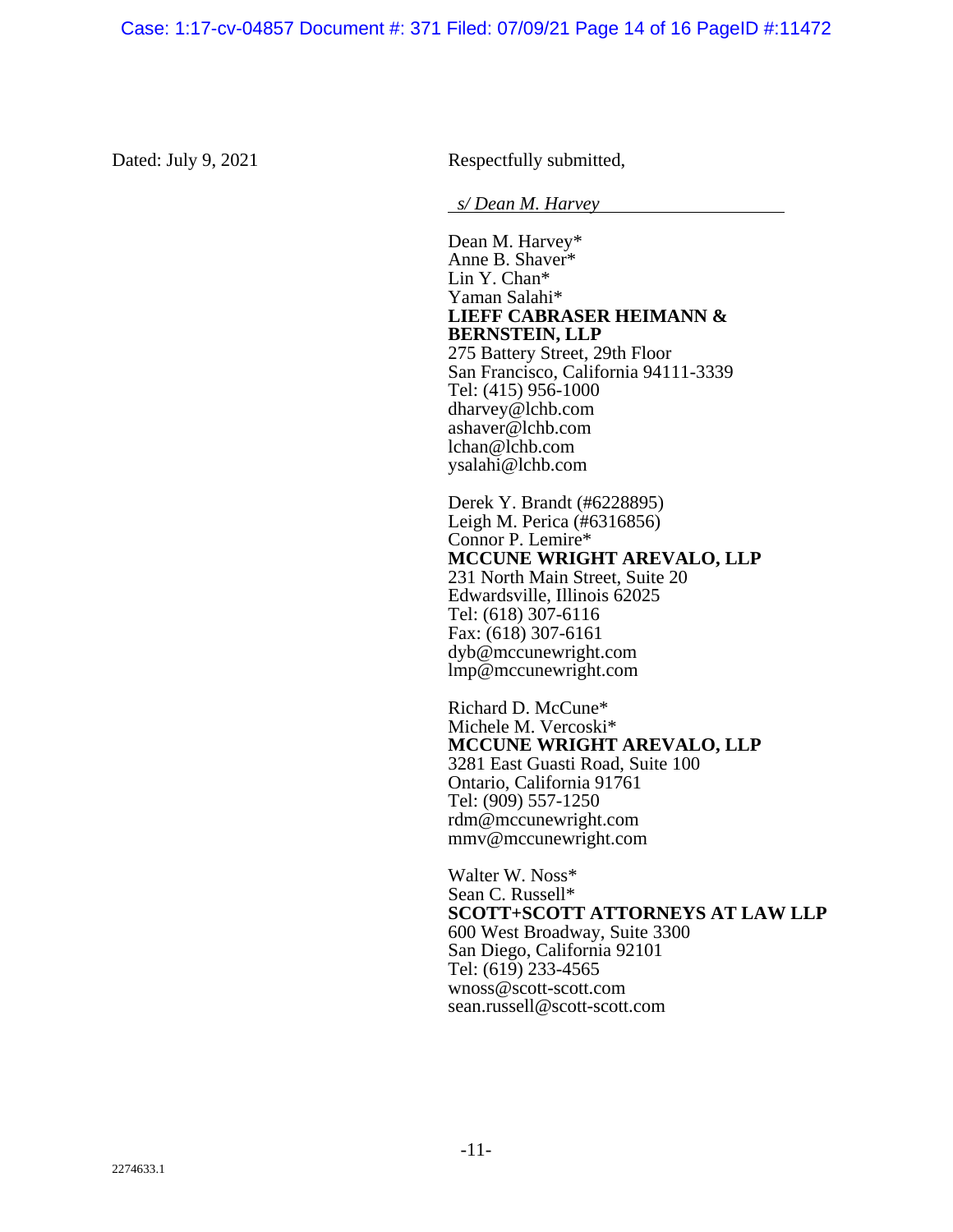Dated: July 9, 2021

Respectfully submitted,

*s/ Dean M. Harvey*

Dean M. Harvey*
Anne B. Shaver*
Lin Y. Chan*
Yaman Salahi*
**LIEFF CABRASER HEIMANN & BERNSTEIN, LLP**
275 Battery Street, 29th Floor
San Francisco, California 94111-3339
Tel: (415) 956-1000
dharvey@lchb.com
ashaver@lchb.com
lchan@lchb.com
ysalahi@lchb.com

Derek Y. Brandt (#6228895)
Leigh M. Perica (#6316856)
Connor P. Lemire*
**MCCUNE WRIGHT AREVALO, LLP**
231 North Main Street, Suite 20
Edwardsville, Illinois 62025
Tel: (618) 307-6116
Fax: (618) 307-6161
dyb@mccunewright.com
lmp@mccunewright.com

Richard D. McCune*
Michele M. Vercoski*
**MCCUNE WRIGHT AREVALO, LLP**
3281 East Guasti Road, Suite 100
Ontario, California 91761
Tel: (909) 557-1250
rdm@mccunewright.com
mmv@mccunewright.com

Walter W. Noss*
Sean C. Russell*
**SCOTT+SCOTT ATTORNEYS AT LAW LLP**
600 West Broadway, Suite 3300
San Diego, California 92101
Tel: (619) 233-4565
wnoss@scott-scott.com
sean.russell@scott-scott.com

2274633.1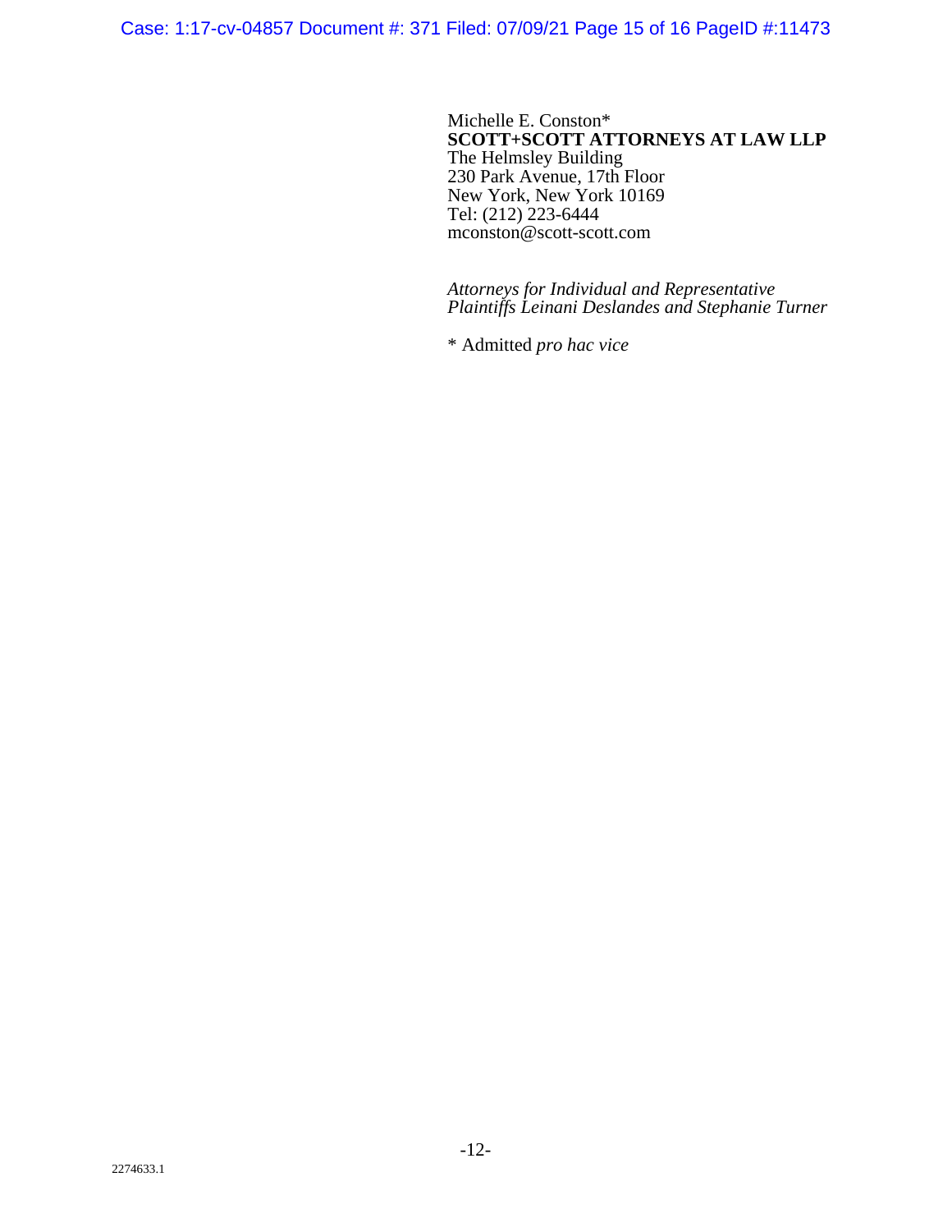Michelle E. Conston*
**SCOTT+SCOTT ATTORNEYS AT LAW LLP**
The Helmsley Building
230 Park Avenue, 17th Floor
New York, New York 10169
Tel: (212) 223-6444
mconston@scott-scott.com

*Attorneys for Individual and Representative Plaintiffs Leinani Deslandes and Stephanie Turner*

* Admitted *pro hac vice*

2274633.1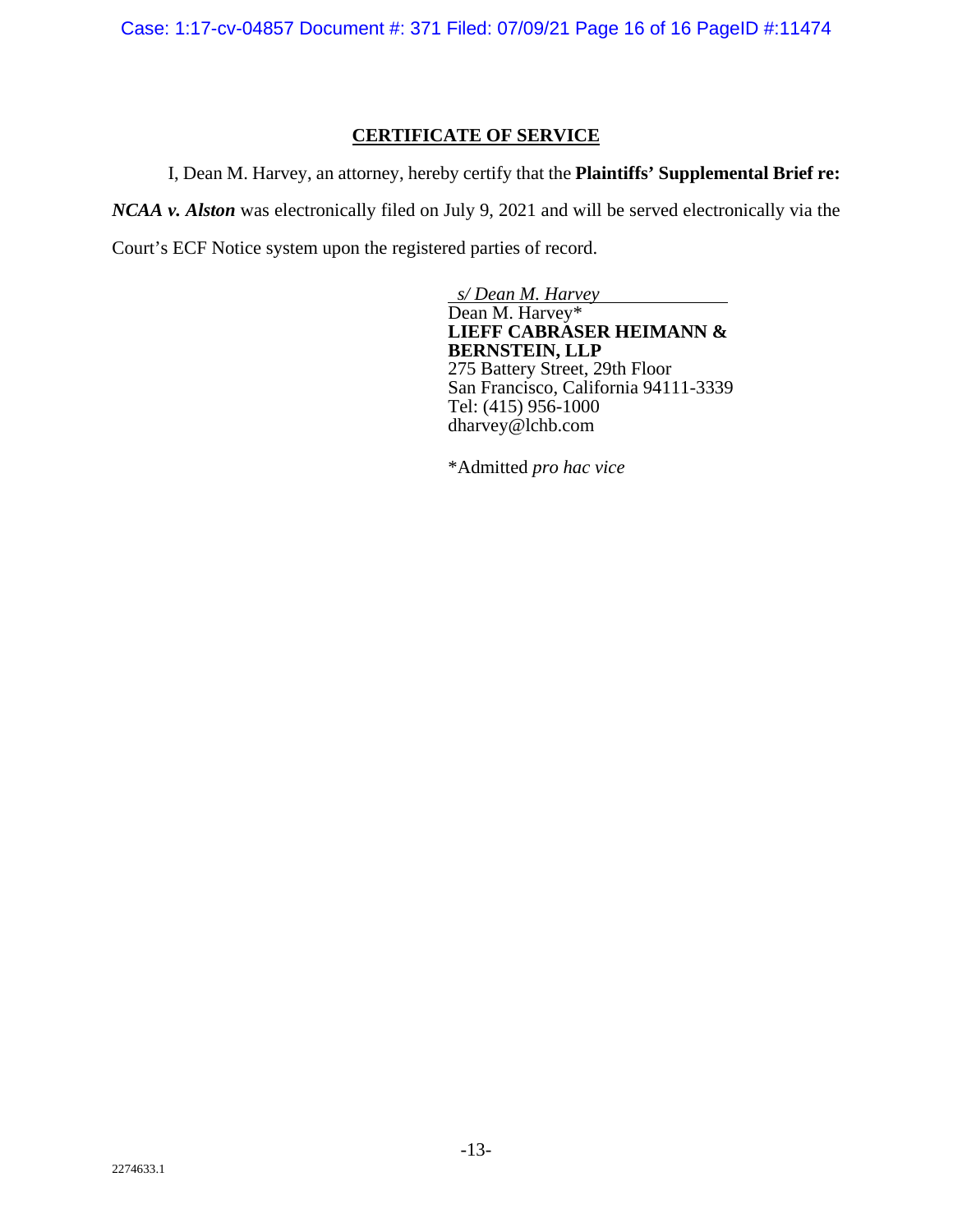## CERTIFICATE OF SERVICE

I, Dean M. Harvey, an attorney, hereby certify that the **Plaintiffs' Supplemental Brief re: *NCAA v. Alston*** was electronically filed on July 9, 2021 and will be served electronically via the Court's ECF Notice system upon the registered parties of record.

*s/ Dean M. Harvey*
Dean M. Harvey*
**LIEFF CABRASER HEIMANN & BERNSTEIN, LLP**
275 Battery Street, 29th Floor
San Francisco, California 94111-3339
Tel: (415) 956-1000
dharvey@lchb.com

*Admitted *pro hac vice*

2274633.1